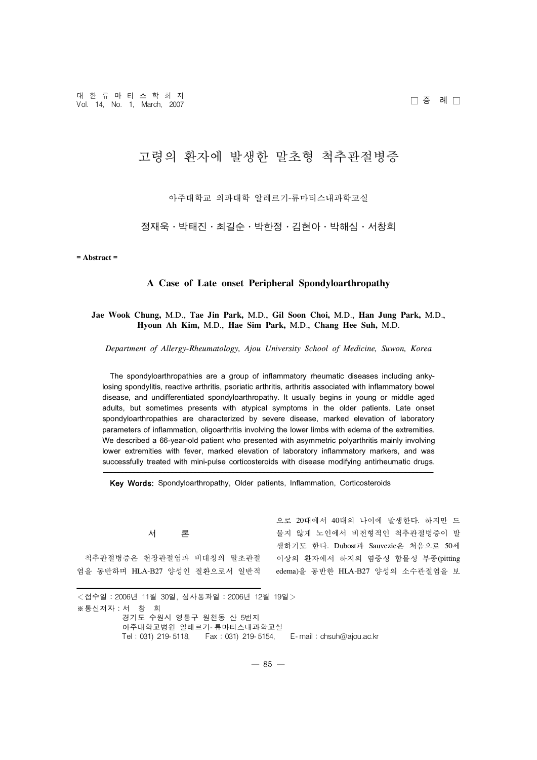□ 증 례 □

# 고령의 환자에 발생한 말초형 척추관절병증

아주대학교 의과대학 알레르기-류마티스내과학교실

정재욱 · 박태진 · 최길순 · 박한정 · 김현아 · 박해심 · 서창희

= Abstract =

## A Case of Late onset Peripheral Spondyloarthropathy

**Jae Wook Chung,** M.D., **Tae Jin Park,** M.D., **Gil Soon Choi,** M.D., **Han Jung Park,** M.D., **Hyoun Ah Kim,** M.D., **Hae Sim Park,** M.D., **Chang Hee Suh,** M.D.

*Department of Allergy-Rheumatology, Ajou University School of Medicine, Suwon, Korea*

The spondyloarthropathies are a group of inflammatory rheumatic diseases including ankylosing spondylitis, reactive arthritis, psoriatic arthritis, arthritis associated with inflammatory bowel disease, and undifferentiated spondyloarthropathy. It usually begins in young or middle aged adults, but sometimes presents with atypical symptoms in the older patients. Late onset spondyloarthropathies are characterized by severe disease, marked elevation of laboratory parameters of inflammation, oligoarthritis involving the lower limbs with edema of the extremities. We described a 66-year-old patient who presented with asymmetric polyarthritis mainly involving lower extremities with fever, marked elevation of laboratory inflammatory markers, and was successfully treated with mini-pulse corticosteroids with disease modifying antirheumatic drugs.

**Key Words:** Spondyloarthropathy, Older patients, Inflammation, Corticosteroids

## 서 론

척추관절병증은 천장관절염과 비대칭의 말초관절염을 동반하며 HLA-B27 양성인 질환으로서 일반적으로 20대에서 40대의 나이에 발생한다. 하지만 드물지 않게 노인에서 비전형적인 척추관절병증이 발생하기도 한다. Dubost과 Sauvezie은 처음으로 50세 이상의 환자에서 하지의 염증성 함몰성 부종(pitting edema)을 동반한 HLA-B27 양성의 소수관절염을 보

---

<접수일 : 2006년 11월 30일, 심사통과일 : 2006년 12월 19일>

※통신저자 : 서 창 희
경기도 수원시 영통구 원천동 산 5번지
아주대학교병원 알레르기-류마티스내과학교실
Tel : 031) 219-5118, Fax : 031) 219-5154, E-mail : chsuh@ajou.ac.kr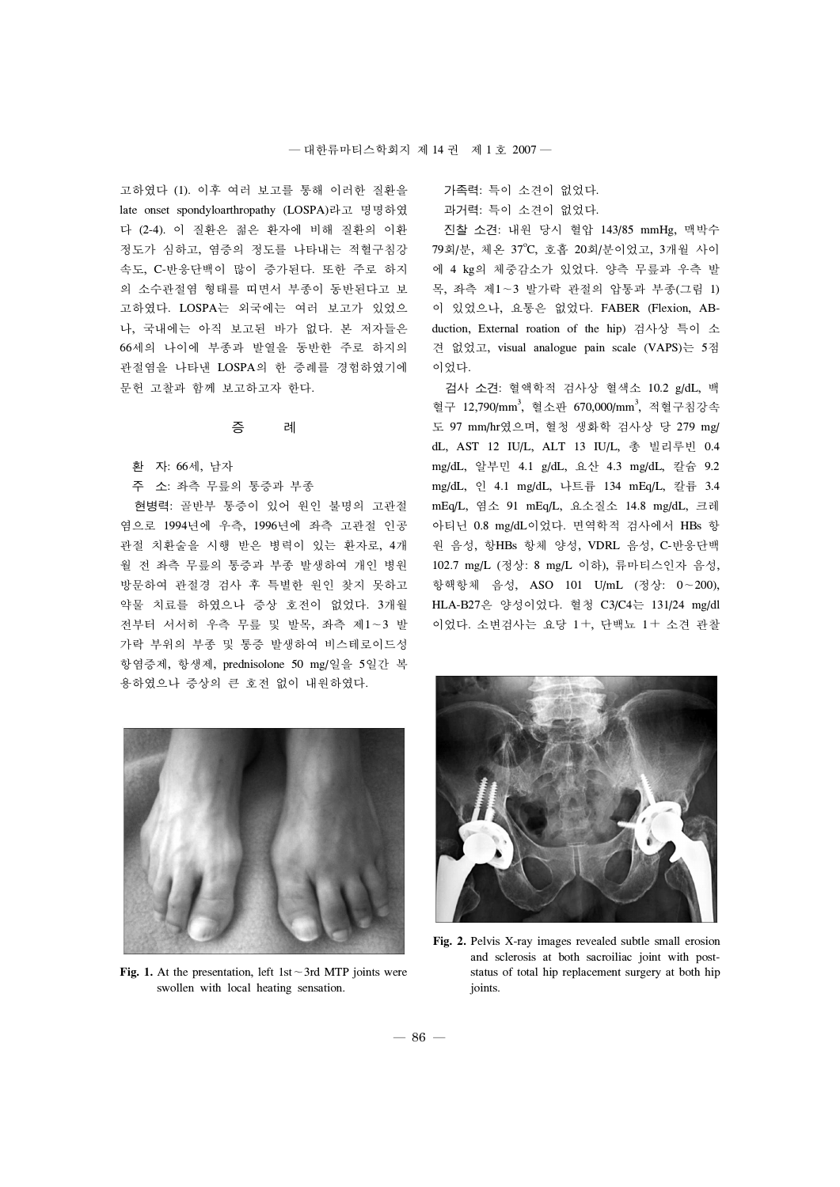고하였다 (1). 이후 여러 보고를 통해 이러한 질환을 late onset spondyloarthropathy (LOSPA)라고 명명하였다 (2-4). 이 질환은 젊은 환자에 비해 질환의 이환 정도가 심하고, 염증의 정도를 나타내는 적혈구침강속도, C-반응단백이 많이 증가된다. 또한 주로 하지의 소수관절염 형태를 띠면서 부종이 동반된다고 보고하였다. LOSPA는 외국에는 여러 보고가 있었으나, 국내에는 아직 보고된 바가 없다. 본 저자들은 66세의 나이에 부종과 발열을 동반한 주로 하지의 관절염을 나타낸 LOSPA의 한 증례를 경험하였기에 문헌 고찰과 함께 보고하고자 한다.

## 증 례

**환 자**: 66세, 남자

**주 소**: 좌측 무릎의 통증과 부종

**현병력**: 골반부 통증이 있어 원인 불명의 고관절염으로 1994년에 우측, 1996년에 좌측 고관절 인공관절 치환술을 시행 받은 병력이 있는 환자로, 4개월 전 좌측 무릎의 통증과 부종 발생하여 개인 병원 방문하여 관절경 검사 후 특별한 원인 찾지 못하고 약물 치료를 하였으나 증상 호전이 없었다. 3개월 전부터 서서히 우측 무릎 및 발목, 좌측 제1~3 발가락 부위의 부종 및 통증 발생하여 비스테로이드성 항염증제, 항생제, prednisolone 50 mg/일을 5일간 복용하였으나 증상의 큰 호전 없이 내원하였다.

Fig. 1. At the presentation, left 1st~3rd MTP joints were swollen with local heating sensation.

**가족력**: 특이 소견이 없었다.

**과거력**: 특이 소견이 없었다.

**진찰 소견**: 내원 당시 혈압 143/85 mmHg, 맥박수 79회/분, 체온 37°C, 호흡 20회/분이었고, 3개월 사이에 4 kg의 체중감소가 있었다. 양측 무릎과 우측 발목, 좌측 제1~3 발가락 관절의 압통과 부종(그림 1)이 있었으나, 요통은 없었다. FABER (Flexion, ABduction, External roation of the hip) 검사상 특이 소견 없었고, visual analogue pain scale (VAPS)는 5점이었다.

**검사 소견**: 혈액학적 검사상 혈색소 10.2 g/dL, 백혈구 12,790/mm$^3$, 혈소판 670,000/mm$^3$, 적혈구침강속도 97 mm/hr였으며, 혈청 생화학 검사상 당 279 mg/dL, AST 12 IU/L, ALT 13 IU/L, 총 빌리루빈 0.4 mg/dL, 알부민 4.1 g/dL, 요산 4.3 mg/dL, 칼슘 9.2 mg/dL, 인 4.1 mg/dL, 나트륨 134 mEq/L, 칼륨 3.4 mEq/L, 염소 91 mEq/L, 요소질소 14.8 mg/dL, 크레아티닌 0.8 mg/dL이었다. 면역학적 검사에서 HBs 항원 음성, 항HBs 항체 양성, VDRL 음성, C-반응단백 102.7 mg/L (정상: 8 mg/L 이하), 류마티스인자 음성, 항핵항체 음성, ASO 101 U/mL (정상: 0~200), HLA-B27은 양성이었다. 혈청 C3/C4는 131/24 mg/dl 이었다. 소변검사는 요당 1+, 단백뇨 1+ 소견 관찰

Fig. 2. Pelvis X-ray images revealed subtle small erosion and sclerosis at both sacroiliac joint with post-status of total hip replacement surgery at both hip joints.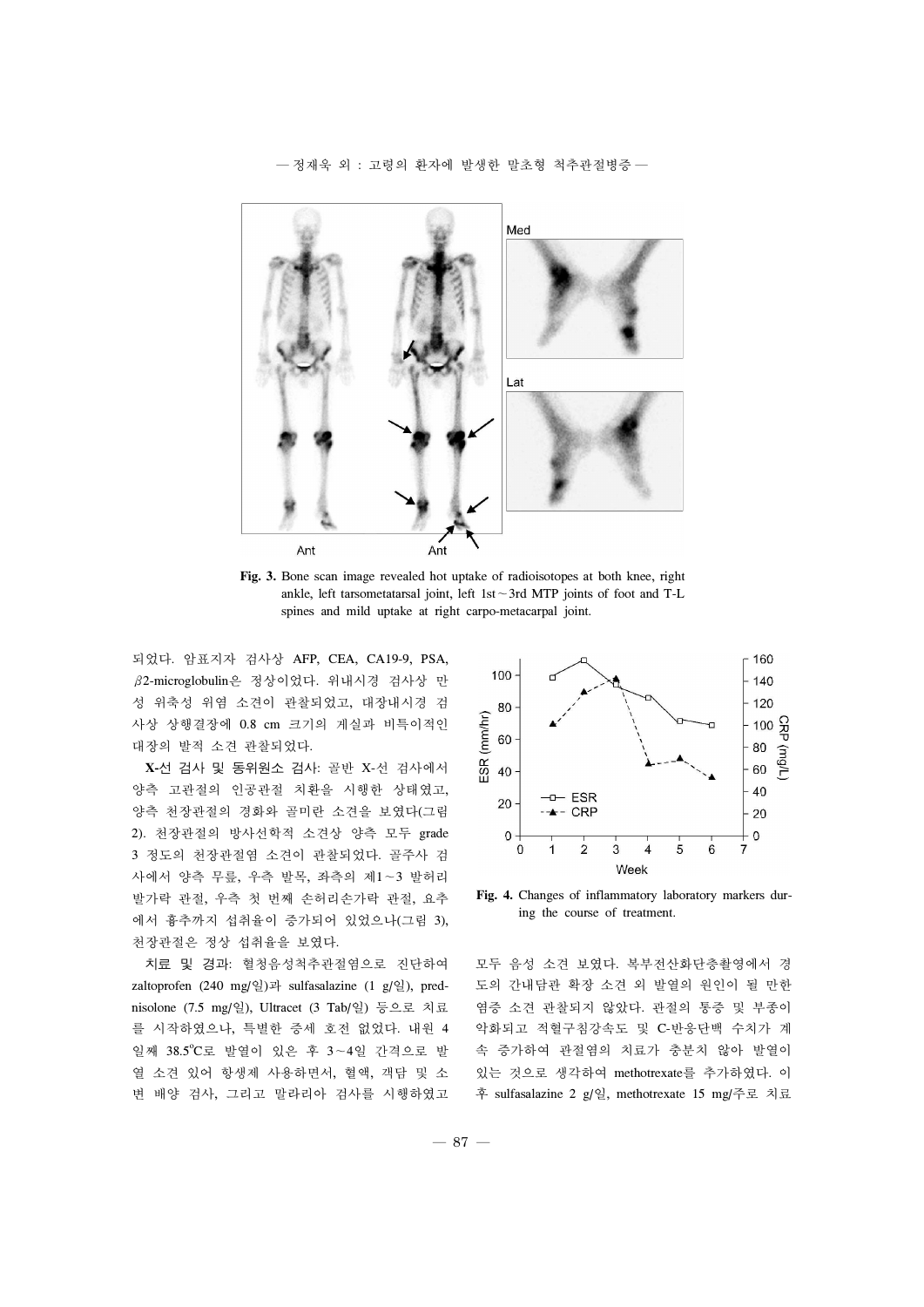Fig. 3. Bone scan image revealed hot uptake of radioisotopes at both knee, right ankle, left tarsometatarsal joint, left 1st～3rd MTP joints of foot and T-L spines and mild uptake at right carpo-metacarpal joint.

되었다. 암표지자 검사상 AFP, CEA, CA19-9, PSA, $\beta$2-microglobulin은 정상이었다. 위내시경 검사상 만성 위축성 위염 소견이 관찰되었고, 대장내시경 검사상 상행결장에 0.8 cm 크기의 게실과 비특이적인 대장의 발적 소견 관찰되었다.

**X-선 검사 및 동위원소 검사**: 골반 X-선 검사에서 양측 고관절의 인공관절 치환을 시행한 상태였고, 양측 천장관절의 경화와 골미란 소견을 보였다(그림 2). 천장관절의 방사선학적 소견상 양측 모두 grade 3 정도의 천장관절염 소견이 관찰되었다. 골주사 검사에서 양측 무릎, 우측 발목, 좌측의 제1～3 발허리발가락 관절, 우측 첫 번째 손허리손가락 관절, 요추에서 흉추까지 섭취율이 증가되어 있었으나(그림 3), 천장관절은 정상 섭취율을 보였다.

**치료 및 경과**: 혈청음성척추관절염으로 진단하여 zaltoprofen (240 mg/일)과 sulfasalazine (1 g/일), prednisolone (7.5 mg/일), Ultracet (3 Tab/일) 등으로 치료를 시작하였으나, 특별한 증세 호전 없었다. 내원 4일째 38.5°C로 발열이 있은 후 3～4일 간격으로 발열 소견 있어 항생제 사용하면서, 혈액, 객담 및 소변 배양 검사, 그리고 말라리아 검사를 시행하였고 모두 음성 소견 보였다. 복부전산화단층촬영에서 경도의 간내담관 확장 소견 외 발열의 원인이 될 만한 염증 소견 관찰되지 않았다. 관절의 통증 및 부종이 악화되고 적혈구침강속도 및 C-반응단백 수치가 계속 증가하여 관절염의 치료가 충분치 않아 발열이 있는 것으로 생각하여 methotrexate를 추가하였다. 이후 sulfasalazine 2 g/일, methotrexate 15 mg/주로 치료

Fig. 4. Changes of inflammatory laboratory markers during the course of treatment.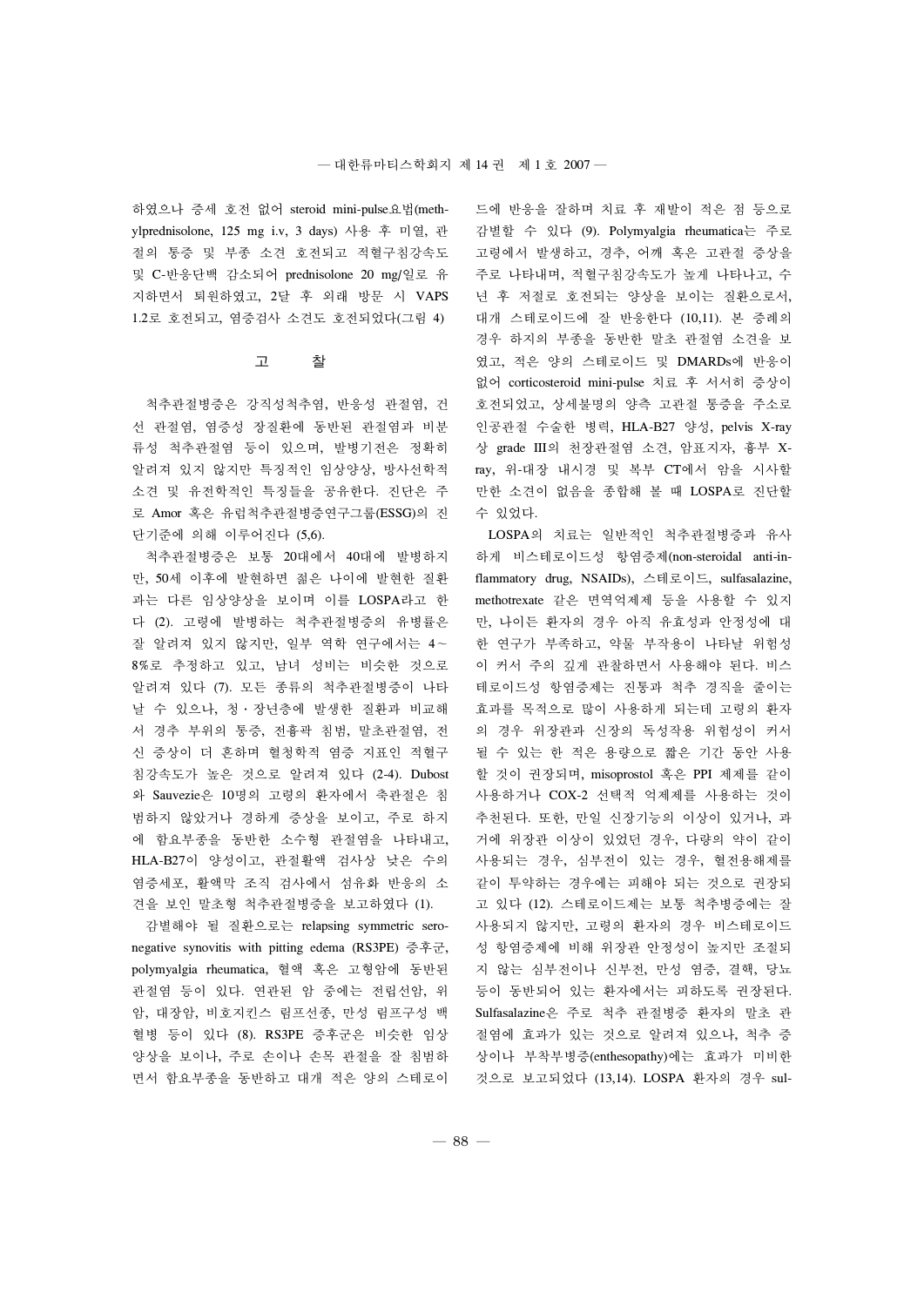하였으나 증세 호전 없어 steroid mini-pulse요법(methylprednisolone, 125 mg i.v, 3 days) 사용 후 미열, 관절의 통증 및 부종 소견 호전되고 적혈구침강속도 및 C-반응단백 감소되어 prednisolone 20 mg/일로 유지하면서 퇴원하였고, 2달 후 외래 방문 시 VAPS 1.2로 호전되고, 염증검사 소견도 호전되었다(그림 4)

## 고 찰

척추관절병증은 강직성척추염, 반응성 관절염, 건선 관절염, 염증성 장질환에 동반된 관절염과 비분류성 척추관절염 등이 있으며, 발병기전은 정확히 알려져 있지 않지만 특징적인 임상양상, 방사선학적 소견 및 유전학적인 특징들을 공유한다. 진단은 주로 Amor 혹은 유럽척추관절병증연구그룹(ESSG)의 진단기준에 의해 이루어진다 (5,6).

척추관절병증은 보통 20대에서 40대에 발병하지만, 50세 이후에 발현하면 젊은 나이에 발현한 질환과는 다른 임상양상을 보이며 이를 LOSPA라고 한다 (2). 고령에 발병하는 척추관절병증의 유병률은 잘 알려져 있지 않지만, 일부 역학 연구에서는 4～8%로 추정하고 있고, 남녀 성비는 비슷한 것으로 알려져 있다 (7). 모든 종류의 척추관절병증이 나타날 수 있으나, 청・장년층에 발생한 질환과 비교해서 경추 부위의 통증, 전흉곽 침범, 말초관절염, 전신 증상이 더 흔하며 혈청학적 염증 지표인 적혈구침강속도가 높은 것으로 알려져 있다 (2-4). Dubost와 Sauvezie은 10명의 고령의 환자에서 축관절은 침범하지 않았거나 경하게 증상을 보이고, 주로 하지에 함요부종을 동반한 소수형 관절염을 나타내고, HLA-B27이 양성이고, 관절활액 검사상 낮은 수의 염증세포, 활액막 조직 검사에서 섬유화 반응의 소견을 보인 말초형 척추관절병증을 보고하였다 (1).

감별해야 될 질환으로는 relapsing symmetric seronegative synovitis with pitting edema (RS3PE) 증후군, polymyalgia rheumatica, 혈액 혹은 고형암에 동반된 관절염 등이 있다. 연관된 암 중에는 전립선암, 위암, 대장암, 비호지킨스 림프선종, 만성 림프구성 백혈병 등이 있다 (8). RS3PE 증후군은 비슷한 임상양상을 보이나, 주로 손이나 손목 관절을 잘 침범하면서 함요부종을 동반하고 대개 적은 양의 스테로이드에 반응을 잘하며 치료 후 재발이 적은 점 등으로 감별할 수 있다 (9). Polymyalgia rheumatica는 주로 고령에서 발생하고, 경추, 어깨 혹은 고관절 증상을 주로 나타내며, 적혈구침강속도가 높게 나타나고, 수년 후 저절로 호전되는 양상을 보이는 질환으로서, 대개 스테로이드에 잘 반응한다 (10,11). 본 증례의 경우 하지의 부종을 동반한 말초 관절염 소견을 보였고, 적은 양의 스테로이드 및 DMARDs에 반응이 없어 corticosteroid mini-pulse 치료 후 서서히 증상이 호전되었고, 상세불명의 양측 고관절 통증을 주소로 인공관절 수술한 병력, HLA-B27 양성, pelvis X-ray 상 grade III의 천장관절염 소견, 암표지자, 흉부 X-ray, 위-대장 내시경 및 복부 CT에서 암을 시사할 만한 소견이 없음을 종합해 볼 때 LOSPA로 진단할 수 있었다.

LOSPA의 치료는 일반적인 척추관절병증과 유사하게 비스테로이드성 항염증제(non-steroidal anti-inflammatory drug, NSAIDs), 스테로이드, sulfasalazine, methotrexate 같은 면역억제제 등을 사용할 수 있지만, 나이든 환자의 경우 아직 유효성과 안정성에 대한 연구가 부족하고, 약물 부작용이 나타날 위험성이 커서 주의 깊게 관찰하면서 사용해야 된다. 비스테로이드성 항염증제는 진통과 척추 경직을 줄이는 효과를 목적으로 많이 사용하게 되는데 고령의 환자의 경우 위장관과 신장의 독성작용 위험성이 커서 될 수 있는 한 적은 용량으로 짧은 기간 동안 사용할 것이 권장되며, misoprostol 혹은 PPI 제제를 같이 사용하거나 COX-2 선택적 억제제를 사용하는 것이 추천된다. 또한, 만일 신장기능의 이상이 있거나, 과거에 위장관 이상이 있었던 경우, 다량의 약이 같이 사용되는 경우, 심부전이 있는 경우, 혈전용해제를 같이 투약하는 경우에는 피해야 되는 것으로 권장되고 있다 (12). 스테로이드제는 보통 척추병증에는 잘 사용되지 않지만, 고령의 환자의 경우 비스테로이드성 항염증제에 비해 위장관 안정성이 높지만 조절되지 않는 심부전이나 신부전, 만성 염증, 결핵, 당뇨 등이 동반되어 있는 환자에서는 피하도록 권장된다. Sulfasalazine은 주로 척추 관절병증 환자의 말초 관절염에 효과가 있는 것으로 알려져 있으나, 척추 증상이나 부착부병증(enthesopathy)에는 효과가 미비한 것으로 보고되었다 (13,14). LOSPA 환자의 경우 sul-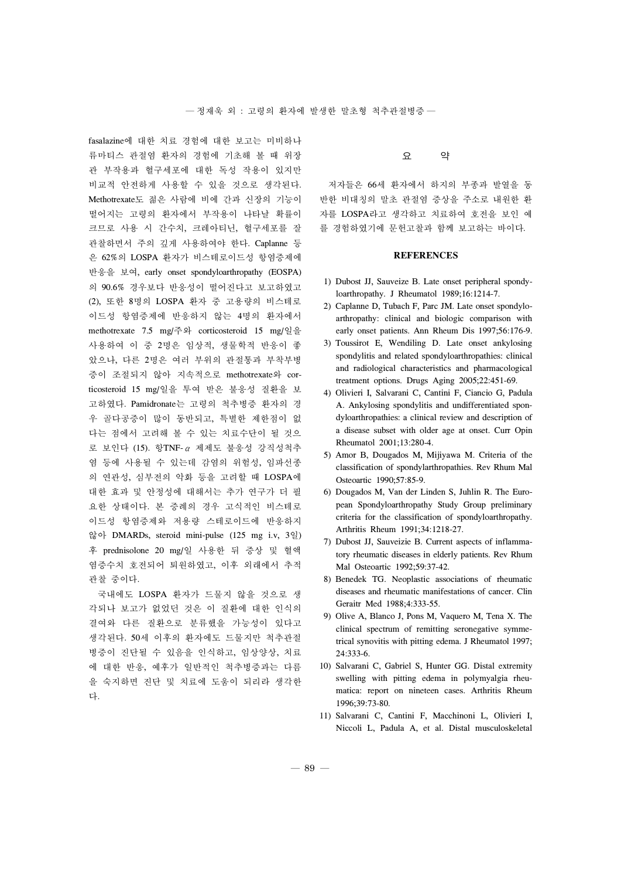fasalazine에 대한 치료 경험에 대한 보고는 미비하나 류마티스 관절염 환자의 경험에 기초해 볼 때 위장관 부작용과 혈구세포에 대한 독성 작용이 있지만 비교적 안전하게 사용할 수 있을 것으로 생각된다. Methotrexate도 젊은 사람에 비에 간과 신장의 기능이 떨어지는 고령의 환자에서 부작용이 나타날 확률이 크므로 사용 시 간수치, 크레아티닌, 혈구세포를 잘 관찰하면서 주의 깊게 사용하여야 한다. Caplanne 등은 62%의 LOSPA 환자가 비스테로이드성 항염증제에 반응을 보여, early onset spondyloarthropathy (EOSPA)의 90.6% 경우보다 반응성이 떨어진다고 보고하였고 (2), 또한 8명의 LOSPA 환자 중 고용량의 비스테로이드성 항염증제에 반응하지 않는 4명의 환자에서 methotrexate 7.5 mg/주와 corticosteroid 15 mg/일을 사용하여 이 중 2명은 임상적, 생물학적 반응이 좋았으나, 다른 2명은 여러 부위의 관절통과 부착부병증이 조절되지 않아 지속적으로 methotrexate와 corticosteroid 15 mg/일을 투여 받은 불응성 질환을 보고하였다. Pamidronate는 고령의 척추병증 환자의 경우 골다공증이 많이 동반되고, 특별한 제한점이 없다는 점에서 고려해 볼 수 있는 치료수단이 될 것으로 보인다 (15). 항TNF-$\alpha$ 제제도 불응성 강직성척추염 등에 사용될 수 있는데 감염의 위험성, 임파선종의 연관성, 심부전의 악화 등을 고려할 때 LOSPA에 대한 효과 및 안정성에 대해서는 추가 연구가 더 필요한 상태이다. 본 증례의 경우 고식적인 비스테로이드성 항염증제와 저용량 스테로이드에 반응하지 않아 DMARDs, steroid mini-pulse (125 mg i.v, 3일) 후 prednisolone 20 mg/일 사용한 뒤 증상 및 혈액 염증수치 호전되어 퇴원하였고, 이후 외래에서 추적관찰 중이다.

국내에도 LOSPA 환자가 드물지 않을 것으로 생각되나 보고가 없었던 것은 이 질환에 대한 인식의 결여와 다른 질환으로 분류했을 가능성이 있다고 생각된다. 50세 이후의 환자에도 드물지만 척추관절병증이 진단될 수 있음을 인식하고, 임상양상, 치료에 대한 반응, 예후가 일반적인 척추병증과는 다름을 숙지하면 진단 및 치료에 도움이 되리라 생각한다.

## 요 약

저자들은 66세 환자에서 하지의 부종과 발열을 동반한 비대칭의 말초 관절염 증상을 주소로 내원한 환자를 LOSPA라고 생각하고 치료하여 호전을 보인 예를 경험하였기에 문헌고찰과 함께 보고하는 바이다.

## REFERENCES

1) Dubost JJ, Sauveize B. Late onset peripheral spondyloarthropathy. J Rheumatol 1989;16:1214-7.
2) Caplanne D, Tubach F, Parc JM. Late onset spondyloarthropathy: clinical and biologic comparison with early onset patients. Ann Rheum Dis 1997;56:176-9.
3) Toussirot E, Wendiling D. Late onset ankylosing spondylitis and related spondyloarthropathies: clinical and radiological characteristics and pharmacological treatment options. Drugs Aging 2005;22:451-69.
4) Olivieri I, Salvarani C, Cantini F, Ciancio G, Padula A. Ankylosing spondylitis and undifferentiated spondyloarthropathies: a clinical review and description of a disease subset with older age at onset. Curr Opin Rheumatol 2001;13:280-4.
5) Amor B, Dougados M, Mijiyawa M. Criteria of the classification of spondylarthropathies. Rev Rhum Mal Osteoartic 1990;57:85-9.
6) Dougados M, Van der Linden S, Juhlin R. The European Spondyloarthropathy Study Group preliminary criteria for the classification of spondyloarthropathy. Arthritis Rheum 1991;34:1218-27.
7) Dubost JJ, Sauveizie B. Current aspects of inflammatory rheumatic diseases in elderly patients. Rev Rhum Mal Osteoartic 1992;59:37-42.
8) Benedek TG. Neoplastic associations of rheumatic diseases and rheumatic manifestations of cancer. Clin Geraitr Med 1988;4:333-55.
9) Olive A, Blanco J, Pons M, Vaquero M, Tena X. The clinical spectrum of remitting seronegative symmetrical synovitis with pitting edema. J Rheumatol 1997; 24:333-6.
10) Salvarani C, Gabriel S, Hunter GG. Distal extremity swelling with pitting edema in polymyalgia rheumatica: report on nineteen cases. Arthritis Rheum 1996;39:73-80.
11) Salvarani C, Cantini F, Macchinoni L, Olivieri I, Niccoli L, Padula A, et al. Distal musculoskeletal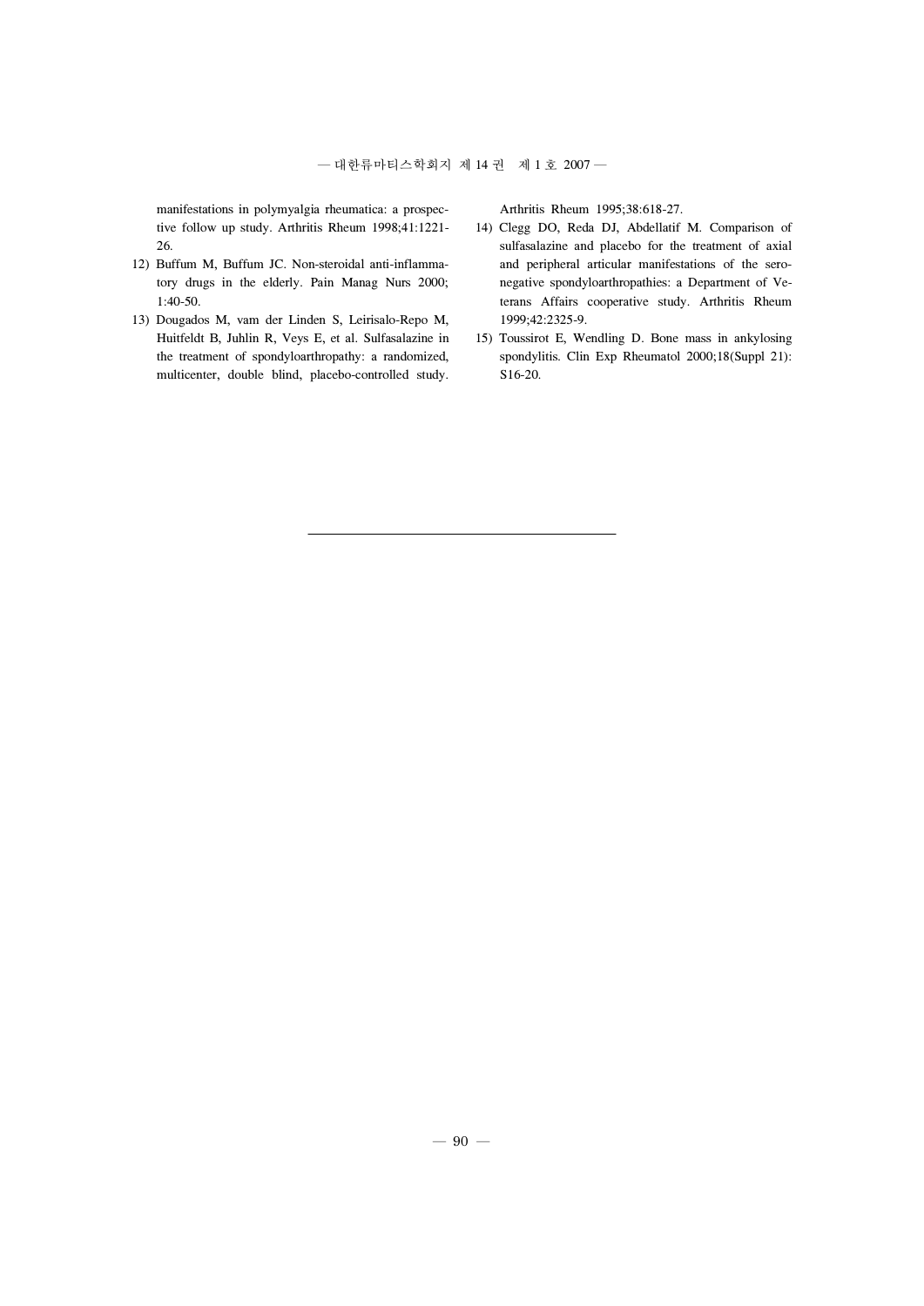manifestations in polymyalgia rheumatica: a prospective follow up study. Arthritis Rheum 1998;41:1221-26.

12) Buffum M, Buffum JC. Non-steroidal anti-inflammatory drugs in the elderly. Pain Manag Nurs 2000;1:40-50.
13) Dougados M, vam der Linden S, Leirisalo-Repo M, Huitfeldt B, Juhlin R, Veys E, et al. Sulfasalazine in the treatment of spondyloarthropathy: a randomized, multicenter, double blind, placebo-controlled study. Arthritis Rheum 1995;38:618-27.
14) Clegg DO, Reda DJ, Abdellatif M. Comparison of sulfasalazine and placebo for the treatment of axial and peripheral articular manifestations of the seronegative spondyloarthropathies: a Department of Veterans Affairs cooperative study. Arthritis Rheum 1999;42:2325-9.
15) Toussirot E, Wendling D. Bone mass in ankylosing spondylitis. Clin Exp Rheumatol 2000;18(Suppl 21):S16-20.